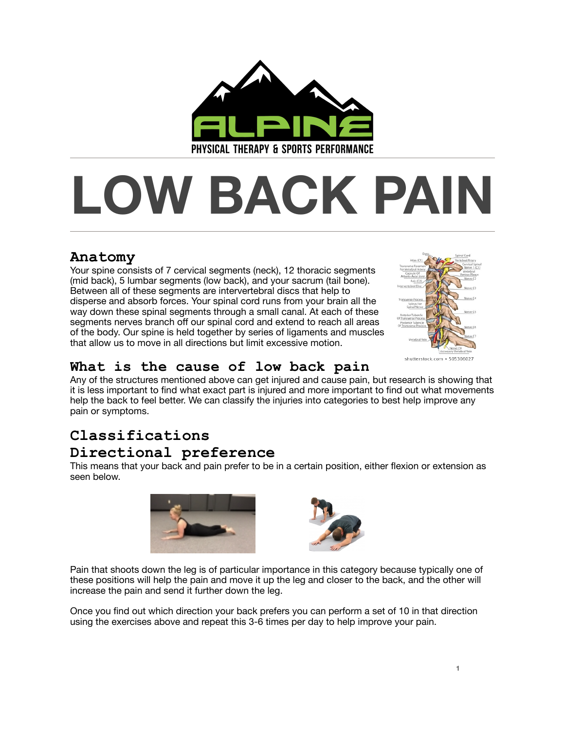# LOW BACK PAIN

## Anatomy

Your spine consists of 7 cervical segments (neck), 12 thoracic segments (mid back), 5 lumbar segments (low back), and your sacrum (tail bone). Between all of these segments are intervertebral discs that help to disperse and absorb forces. Your spinal cord runs from your brain all the way down these spinal segments through a small canal. At each of these segments nerves branch off our spinal cord and extend to reach all areas of the body. Our spine is held together by series of ligaments and muscles that allow us to move in all directions but limit excessive motion.

## What is the cause of low back pain

Any of the structures mentioned above can get injured and cause pain, but research is showing that it is less important to find what exact part is injured and more important to find out what movements help the back to feel better. We can classify the injuries into categories to best help improve any pain or symptoms.

## Classifications

## Directional preference

This means that your back and pain prefer to be in a certain position, either flexion or extension as seen below.

Pain that shoots down the leg is of particular importance in this category because typically one of these positions will help the pain and move it up the leg and closer to the back, and the other will increase the pain and send it further down the leg.

Once you find out which direction your back prefers you can perform a set of 10 in that direction using the exercises above and repeat this 3-6 times per day to help improve your pain.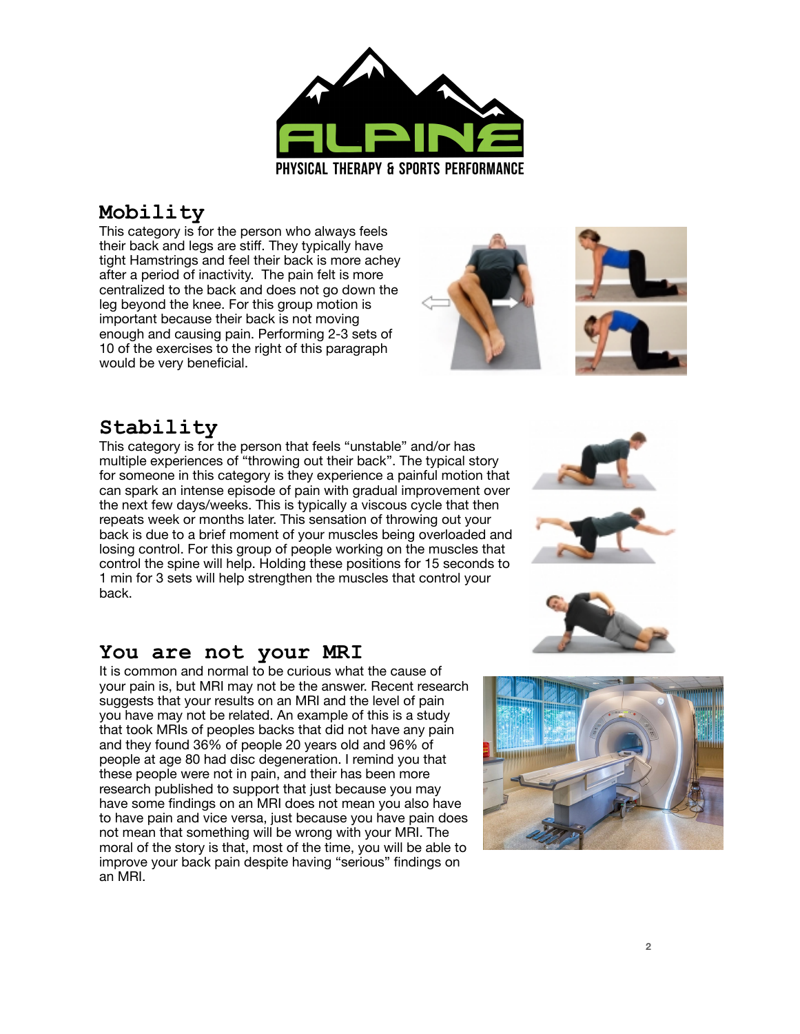ALPINE

PHYSICAL THERAPY & SPORTS PERFORMANCE

## Mobility

This category is for the person who always feels their back and legs are stiff. They typically have tight Hamstrings and feel their back is more achey after a period of inactivity. The pain felt is more centralized to the back and does not go down the leg beyond the knee. For this group motion is important because their back is not moving enough and causing pain. Performing 2-3 sets of 10 of the exercises to the right of this paragraph would be very beneficial.

## Stability

This category is for the person that feels "unstable" and/or has multiple experiences of "throwing out their back". The typical story for someone in this category is they experience a painful motion that can spark an intense episode of pain with gradual improvement over the next few days/weeks. This is typically a viscous cycle that then repeats week or months later. This sensation of throwing out your back is due to a brief moment of your muscles being overloaded and losing control. For this group of people working on the muscles that control the spine will help. Holding these positions for 15 seconds to 1 min for 3 sets will help strengthen the muscles that control your back.

## You are not your MRI

It is common and normal to be curious what the cause of your pain is, but MRI may not be the answer. Recent research suggests that your results on an MRI and the level of pain you have may not be related. An example of this is a study that took MRIs of peoples backs that did not have any pain and they found 36% of people 20 years old and 96% of people at age 80 had disc degeneration. I remind you that these people were not in pain, and their has been more research published to support that just because you may have some findings on an MRI does not mean you also have to have pain and vice versa, just because you have pain does not mean that something will be wrong with your MRI. The moral of the story is that, most of the time, you will be able to improve your back pain despite having "serious" findings on an MRI.